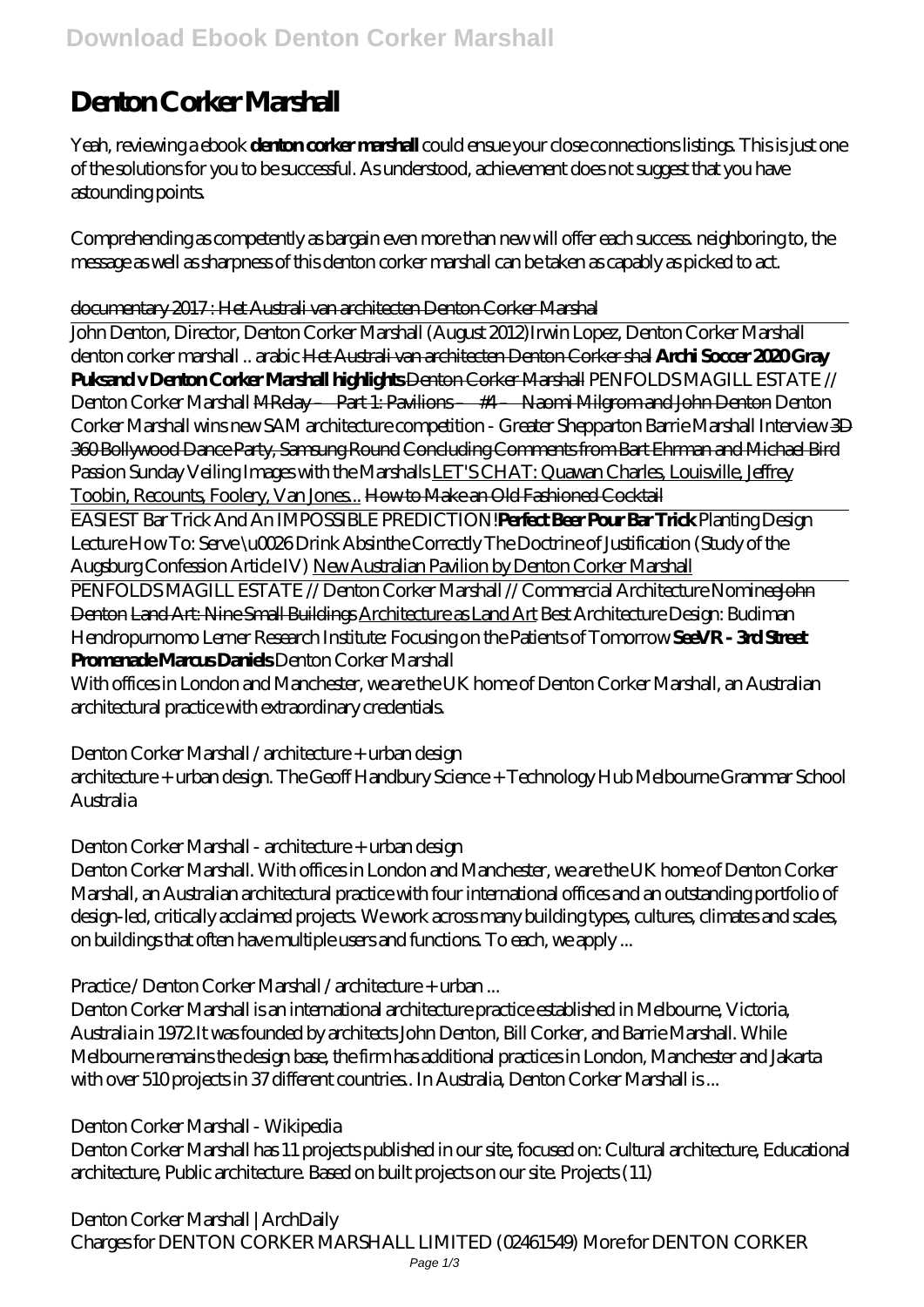# Denton Corker Marshall

Yeah, reviewing a ebook **denton corker marshall** could ensue your close connections listings. This is just one of the solutions for you to be successful. As understood, achievement does not suggest that you have astounding points.

Comprehending as competently as bargain even more than new will offer each success. neighboring to, the message as well as sharpness of this denton corker marshall can be taken as capably as picked to act.

~~documentary 2017 : Het Australi van architecten Denton Corker Marshal~~

John Denton, Director, Denton Corker Marshall (August 2012) *Irwin Lopez, Denton Corker Marshall* *denton corker marshall .. arabic* ~~Het Australi van architecten Denton Corker shal~~ **Archi Soccer 2020 Gray Puksand v Denton Corker Marshall highlights** ~~Denton Corker Marshall~~ *PENFOLDS MAGILL ESTATE // Denton Corker Marshall* ~~MRelay – Part 1: Pavilions – #4 – Naomi Milgrom and John Denton~~ *Denton Corker Marshall wins new SAM architecture competition - Greater Shepparton* *Barrie Marshall Interview* ~~3D 360 Bollywood Dance Party, Samsung Round~~ ~~Concluding Comments from Bart Ehrman and Michael Bird~~ *Passion Sunday Veiling Images with the Marshalls* LET'S CHAT: Quawan Charles, Louisville, Jeffrey Toobin, Recounts, Foolery, Van Jones... ~~How to Make an Old Fashioned Cocktail~~

EASIEST Bar Trick And An IMPOSSIBLE PREDICTION! **Perfect Beer Pour Bar Trick** *Planting Design Lecture* *How To: Serve \u0026 Drink Absinthe Correctly* *The Doctrine of Justification (Study of the Augsburg Confession Article IV)* New Australian Pavilion by Denton Corker Marshall

PENFOLDS MAGILL ESTATE // Denton Corker Marshall // Commercial Architecture Nominee ~~John Denton~~ ~~Land Art: Nine Small Buildings~~ Architecture as Land Art *Best Architecture Design: Budiman Hendropurnomo* *Lerner Research Institute: Focusing on the Patients of Tomorrow* **SeeVR - 3rd Street Promenade Marcus Daniels** *Denton Corker Marshall*

With offices in London and Manchester, we are the UK home of Denton Corker Marshall, an Australian architectural practice with extraordinary credentials.

*Denton Corker Marshall / architecture + urban design*

architecture + urban design. The Geoff Handbury Science + Technology Hub Melbourne Grammar School Australia

*Denton Corker Marshall - architecture + urban design*

Denton Corker Marshall. With offices in London and Manchester, we are the UK home of Denton Corker Marshall, an Australian architectural practice with four international offices and an outstanding portfolio of design-led, critically acclaimed projects. We work across many building types, cultures, climates and scales, on buildings that often have multiple users and functions. To each, we apply ...

*Practice / Denton Corker Marshall / architecture + urban ...*

Denton Corker Marshall is an international architecture practice established in Melbourne, Victoria, Australia in 1972.It was founded by architects John Denton, Bill Corker, and Barrie Marshall. While Melbourne remains the design base, the firm has additional practices in London, Manchester and Jakarta with over 510 projects in 37 different countries.. In Australia, Denton Corker Marshall is ...

*Denton Corker Marshall - Wikipedia*

Denton Corker Marshall has 11 projects published in our site, focused on: Cultural architecture, Educational architecture, Public architecture. Based on built projects on our site. Projects (11)

*Denton Corker Marshall | ArchDaily*

Charges for DENTON CORKER MARSHALL LIMITED (02461549) More for DENTON CORKER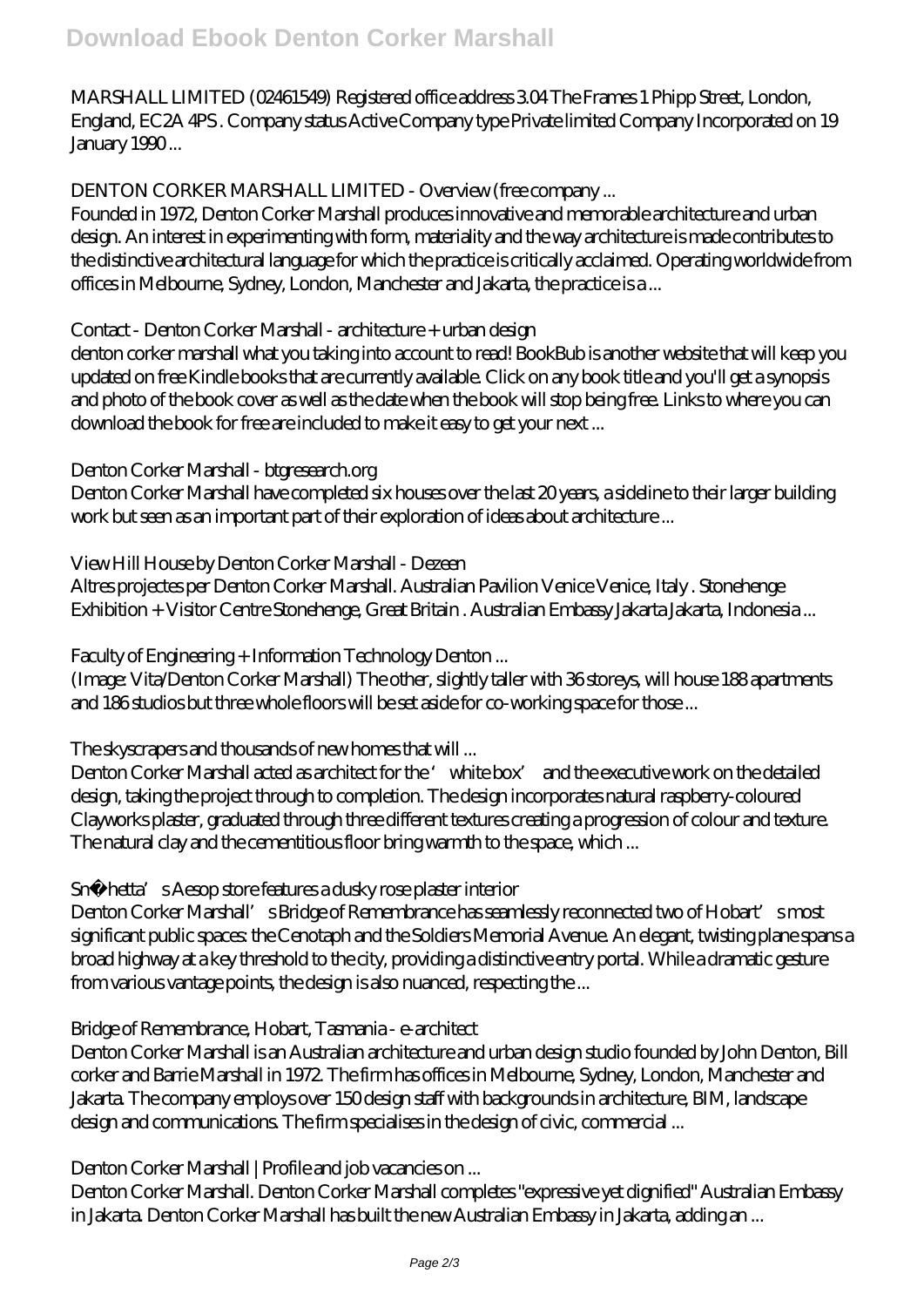MARSHALL LIMITED (02461549) Registered office address 3.04 The Frames 1 Phipp Street, London, England, EC2A 4PS . Company status Active Company type Private limited Company Incorporated on 19 January 1990 ...

*DENTON CORKER MARSHALL LIMITED - Overview (free company ...*

Founded in 1972, Denton Corker Marshall produces innovative and memorable architecture and urban design. An interest in experimenting with form, materiality and the way architecture is made contributes to the distinctive architectural language for which the practice is critically acclaimed. Operating worldwide from offices in Melbourne, Sydney, London, Manchester and Jakarta, the practice is a ...

*Contact - Denton Corker Marshall - architecture + urban design*

denton corker marshall what you taking into account to read! BookBub is another website that will keep you updated on free Kindle books that are currently available. Click on any book title and you'll get a synopsis and photo of the book cover as well as the date when the book will stop being free. Links to where you can download the book for free are included to make it easy to get your next ...

*Denton Corker Marshall - btgresearch.org*

Denton Corker Marshall have completed six houses over the last 20 years, a sideline to their larger building work but seen as an important part of their exploration of ideas about architecture ...

*View Hill House by Denton Corker Marshall - Dezeen*

Altres projectes per Denton Corker Marshall. Australian Pavilion Venice Venice, Italy . Stonehenge Exhibition + Visitor Centre Stonehenge, Great Britain . Australian Embassy Jakarta Jakarta, Indonesia ...

*Faculty of Engineering + Information Technology Denton ...*

(Image: Vita/Denton Corker Marshall) The other, slightly taller with 36 storeys, will house 188 apartments and 186 studios but three whole floors will be set aside for co-working space for those ...

*The skyscrapers and thousands of new homes that will ...*

Denton Corker Marshall acted as architect for the 'white box' and the executive work on the detailed design, taking the project through to completion. The design incorporates natural raspberry-coloured Clayworks plaster, graduated through three different textures creating a progression of colour and texture. The natural clay and the cementitious floor bring warmth to the space, which ...

*Snøhetta's Aesop store features a dusky rose plaster interior*

Denton Corker Marshall's Bridge of Remembrance has seamlessly reconnected two of Hobart's most significant public spaces: the Cenotaph and the Soldiers Memorial Avenue. An elegant, twisting plane spans a broad highway at a key threshold to the city, providing a distinctive entry portal. While a dramatic gesture from various vantage points, the design is also nuanced, respecting the ...

*Bridge of Remembrance, Hobart, Tasmania - e-architect*

Denton Corker Marshall is an Australian architecture and urban design studio founded by John Denton, Bill corker and Barrie Marshall in 1972. The firm has offices in Melbourne, Sydney, London, Manchester and Jakarta. The company employs over 150 design staff with backgrounds in architecture, BIM, landscape design and communications. The firm specialises in the design of civic, commercial ...

*Denton Corker Marshall | Profile and job vacancies on ...*

Denton Corker Marshall. Denton Corker Marshall completes "expressive yet dignified" Australian Embassy in Jakarta. Denton Corker Marshall has built the new Australian Embassy in Jakarta, adding an ...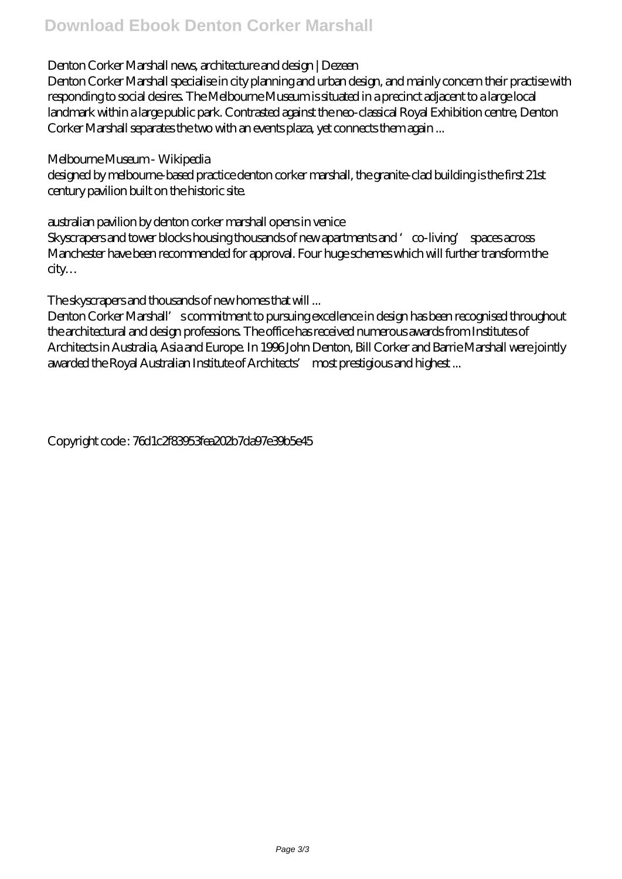Denton Corker Marshall news, architecture and design | Dezeen

Denton Corker Marshall specialise in city planning and urban design, and mainly concern their practise with responding to social desires. The Melbourne Museum is situated in a precinct adjacent to a large local landmark within a large public park. Contrasted against the neo-classical Royal Exhibition centre, Denton Corker Marshall separates the two with an events plaza, yet connects them again ...

Melbourne Museum - Wikipedia

designed by melbourne-based practice denton corker marshall, the granite-clad building is the first 21st century pavilion built on the historic site.

australian pavilion by denton corker marshall opens in venice

Skyscrapers and tower blocks housing thousands of new apartments and 'co-living' spaces across Manchester have been recommended for approval. Four huge schemes which will further transform the city…

The skyscrapers and thousands of new homes that will ...

Denton Corker Marshall's commitment to pursuing excellence in design has been recognised throughout the architectural and design professions. The office has received numerous awards from Institutes of Architects in Australia, Asia and Europe. In 1996 John Denton, Bill Corker and Barrie Marshall were jointly awarded the Royal Australian Institute of Architects' most prestigious and highest ...

Copyright code : 76d1c2f83953fea202b7da97e39b5e45